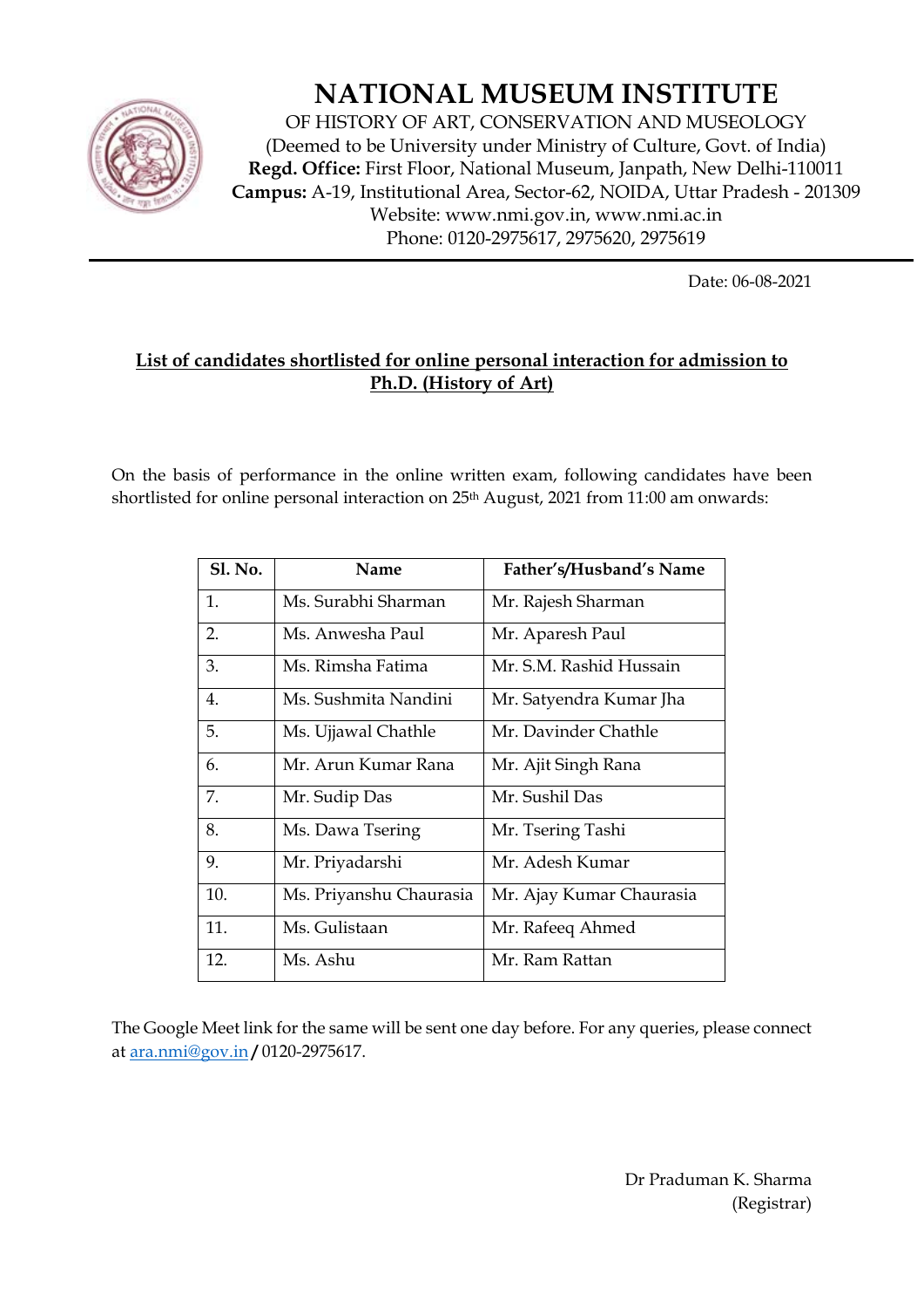# NATIONAL MUSEUM INSTITUTE

OF HISTORY OF ART, CONSERVATION AND MUSEOLOGY
(Deemed to be University under Ministry of Culture, Govt. of India)
**Regd. Office:** First Floor, National Museum, Janpath, New Delhi-110011
**Campus:** A-19, Institutional Area, Sector-62, NOIDA, Uttar Pradesh - 201309
Website: www.nmi.gov.in, www.nmi.ac.in
Phone: 0120-2975617, 2975620, 2975619

Date: 06-08-2021

## List of candidates shortlisted for online personal interaction for admission to Ph.D. (History of Art)

On the basis of performance in the online written exam, following candidates have been shortlisted for online personal interaction on 25th August, 2021 from 11:00 am onwards:

| Sl. No. | Name | Father's/Husband's Name |
|---|---|---|
| 1. | Ms. Surabhi Sharman | Mr. Rajesh Sharman |
| 2. | Ms. Anwesha Paul | Mr. Aparesh Paul |
| 3. | Ms. Rimsha Fatima | Mr. S.M. Rashid Hussain |
| 4. | Ms. Sushmita Nandini | Mr. Satyendra Kumar Jha |
| 5. | Ms. Ujjawal Chathle | Mr. Davinder Chathle |
| 6. | Mr. Arun Kumar Rana | Mr. Ajit Singh Rana |
| 7. | Mr. Sudip Das | Mr. Sushil Das |
| 8. | Ms. Dawa Tsering | Mr. Tsering Tashi |
| 9. | Mr. Priyadarshi | Mr. Adesh Kumar |
| 10. | Ms. Priyanshu Chaurasia | Mr. Ajay Kumar Chaurasia |
| 11. | Ms. Gulistaan | Mr. Rafeeq Ahmed |
| 12. | Ms. Ashu | Mr. Ram Rattan |

The Google Meet link for the same will be sent one day before. For any queries, please connect at ara.nmi@gov.in / 0120-2975617.

Dr Praduman K. Sharma
(Registrar)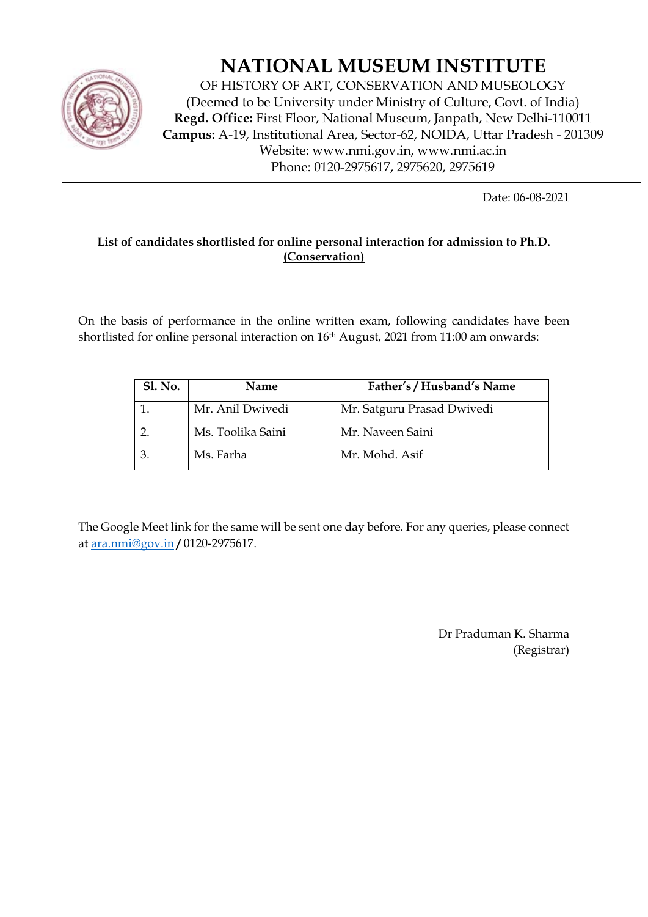# NATIONAL MUSEUM INSTITUTE

OF HISTORY OF ART, CONSERVATION AND MUSEOLOGY
(Deemed to be University under Ministry of Culture, Govt. of India)
**Regd. Office:** First Floor, National Museum, Janpath, New Delhi-110011
**Campus:** A-19, Institutional Area, Sector-62, NOIDA, Uttar Pradesh - 201309
Website: www.nmi.gov.in, www.nmi.ac.in
Phone: 0120-2975617, 2975620, 2975619

Date: 06-08-2021

**List of candidates shortlisted for online personal interaction for admission to Ph.D. (Conservation)**

On the basis of performance in the online written exam, following candidates have been shortlisted for online personal interaction on 16th August, 2021 from 11:00 am onwards:

| Sl. No. | Name | Father's / Husband's Name |
| --- | --- | --- |
| 1. | Mr. Anil Dwivedi | Mr. Satguru Prasad Dwivedi |
| 2. | Ms. Toolika Saini | Mr. Naveen Saini |
| 3. | Ms. Farha | Mr. Mohd. Asif |

The Google Meet link for the same will be sent one day before. For any queries, please connect at ara.nmi@gov.in / 0120-2975617.

Dr Praduman K. Sharma
(Registrar)